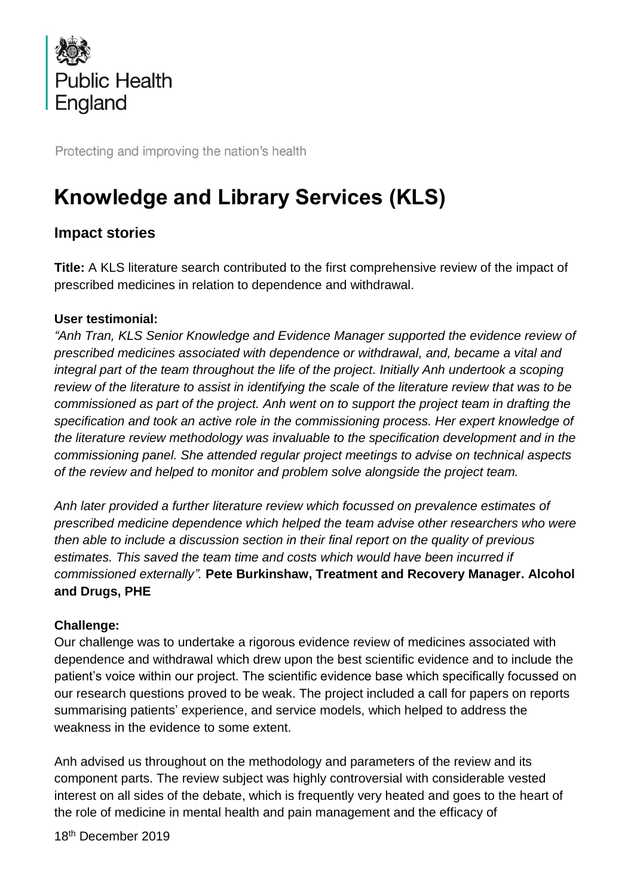Public Health England

Protecting and improving the nation's health

# Knowledge and Library Services (KLS)

## Impact stories

**Title:** A KLS literature search contributed to the first comprehensive review of the impact of prescribed medicines in relation to dependence and withdrawal.

**User testimonial:**

*"Anh Tran, KLS Senior Knowledge and Evidence Manager supported the evidence review of prescribed medicines associated with dependence or withdrawal, and, became a vital and integral part of the team throughout the life of the project. Initially Anh undertook a scoping review of the literature to assist in identifying the scale of the literature review that was to be commissioned as part of the project. Anh went on to support the project team in drafting the specification and took an active role in the commissioning process. Her expert knowledge of the literature review methodology was invaluable to the specification development and in the commissioning panel. She attended regular project meetings to advise on technical aspects of the review and helped to monitor and problem solve alongside the project team.*

*Anh later provided a further literature review which focussed on prevalence estimates of prescribed medicine dependence which helped the team advise other researchers who were then able to include a discussion section in their final report on the quality of previous estimates. This saved the team time and costs which would have been incurred if commissioned externally".* **Pete Burkinshaw, Treatment and Recovery Manager. Alcohol and Drugs, PHE**

**Challenge:**

Our challenge was to undertake a rigorous evidence review of medicines associated with dependence and withdrawal which drew upon the best scientific evidence and to include the patient's voice within our project. The scientific evidence base which specifically focussed on our research questions proved to be weak. The project included a call for papers on reports summarising patients' experience, and service models, which helped to address the weakness in the evidence to some extent.

Anh advised us throughout on the methodology and parameters of the review and its component parts. The review subject was highly controversial with considerable vested interest on all sides of the debate, which is frequently very heated and goes to the heart of the role of medicine in mental health and pain management and the efficacy of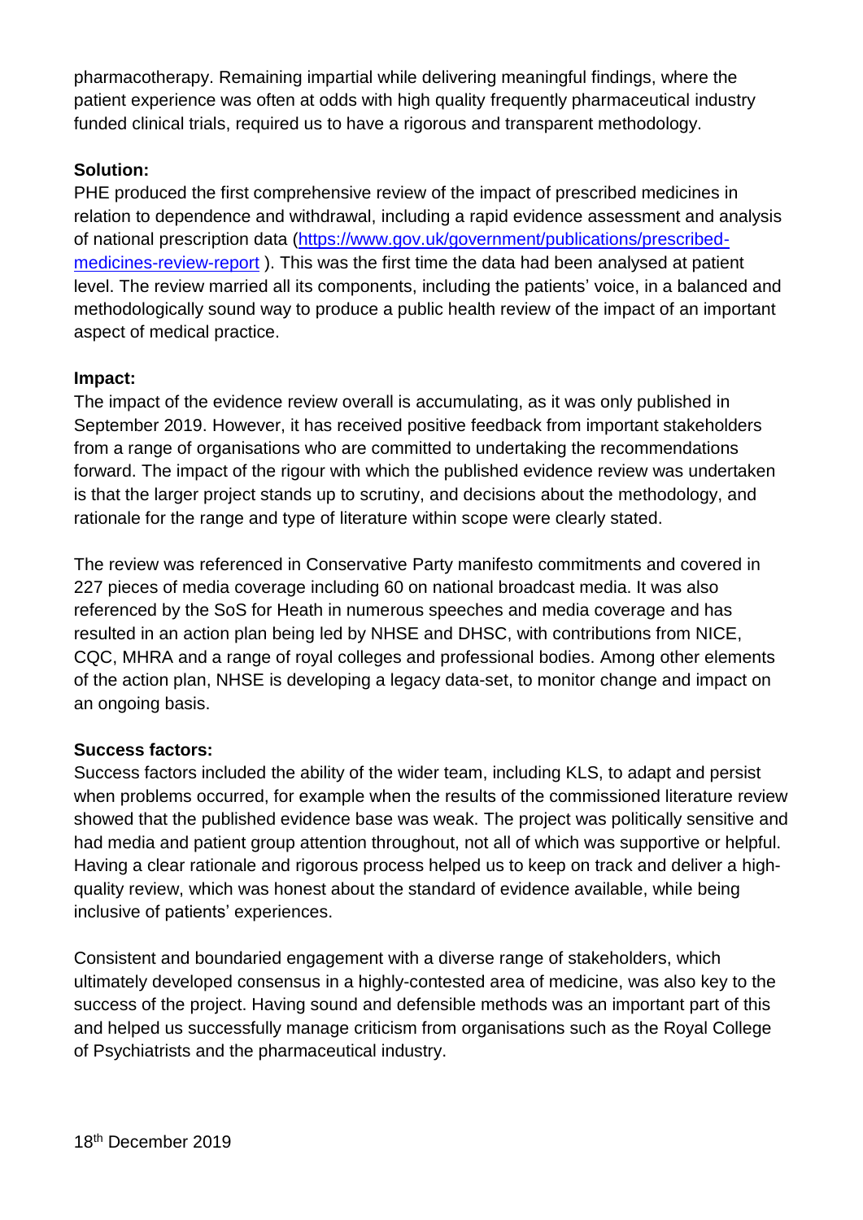pharmacotherapy. Remaining impartial while delivering meaningful findings, where the patient experience was often at odds with high quality frequently pharmaceutical industry funded clinical trials, required us to have a rigorous and transparent methodology.

**Solution:**

PHE produced the first comprehensive review of the impact of prescribed medicines in relation to dependence and withdrawal, including a rapid evidence assessment and analysis of national prescription data (https://www.gov.uk/government/publications/prescribed-medicines-review-report ). This was the first time the data had been analysed at patient level. The review married all its components, including the patients' voice, in a balanced and methodologically sound way to produce a public health review of the impact of an important aspect of medical practice.

**Impact:**

The impact of the evidence review overall is accumulating, as it was only published in September 2019. However, it has received positive feedback from important stakeholders from a range of organisations who are committed to undertaking the recommendations forward. The impact of the rigour with which the published evidence review was undertaken is that the larger project stands up to scrutiny, and decisions about the methodology, and rationale for the range and type of literature within scope were clearly stated.

The review was referenced in Conservative Party manifesto commitments and covered in 227 pieces of media coverage including 60 on national broadcast media. It was also referenced by the SoS for Heath in numerous speeches and media coverage and has resulted in an action plan being led by NHSE and DHSC, with contributions from NICE, CQC, MHRA and a range of royal colleges and professional bodies. Among other elements of the action plan, NHSE is developing a legacy data-set, to monitor change and impact on an ongoing basis.

**Success factors:**

Success factors included the ability of the wider team, including KLS, to adapt and persist when problems occurred, for example when the results of the commissioned literature review showed that the published evidence base was weak. The project was politically sensitive and had media and patient group attention throughout, not all of which was supportive or helpful. Having a clear rationale and rigorous process helped us to keep on track and deliver a high-quality review, which was honest about the standard of evidence available, while being inclusive of patients' experiences.

Consistent and boundaried engagement with a diverse range of stakeholders, which ultimately developed consensus in a highly-contested area of medicine, was also key to the success of the project. Having sound and defensible methods was an important part of this and helped us successfully manage criticism from organisations such as the Royal College of Psychiatrists and the pharmaceutical industry.

18th December 2019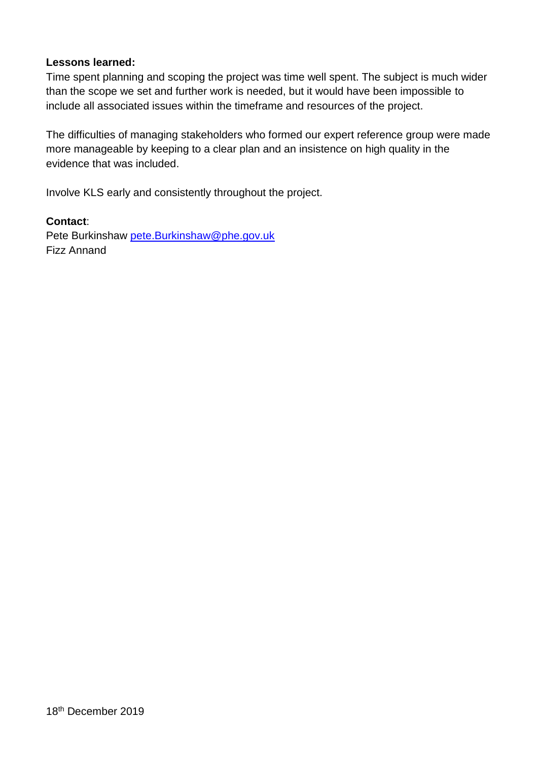**Lessons learned:**

Time spent planning and scoping the project was time well spent. The subject is much wider than the scope we set and further work is needed, but it would have been impossible to include all associated issues within the timeframe and resources of the project.

The difficulties of managing stakeholders who formed our expert reference group were made more manageable by keeping to a clear plan and an insistence on high quality in the evidence that was included.

Involve KLS early and consistently throughout the project.

**Contact**:
Pete Burkinshaw pete.Burkinshaw@phe.gov.uk
Fizz Annand

18th December 2019